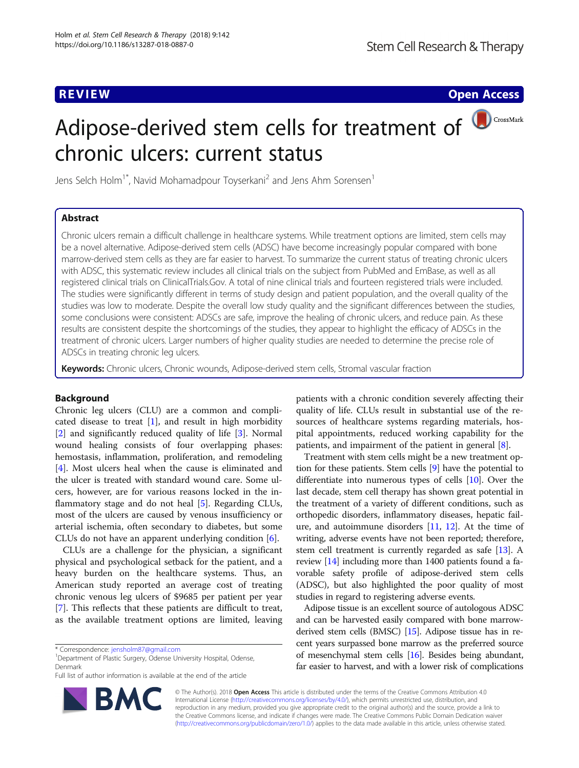REVIEW

Open Access

# Adipose-derived stem cells for treatment of chronic ulcers: current status

Jens Selch Holm[1*], Navid Mohamadpour Toyserkani[2] and Jens Ahm Sorensen[1]

## Abstract

Chronic ulcers remain a difficult challenge in healthcare systems. While treatment options are limited, stem cells may be a novel alternative. Adipose-derived stem cells (ADSC) have become increasingly popular compared with bone marrow-derived stem cells as they are far easier to harvest. To summarize the current status of treating chronic ulcers with ADSC, this systematic review includes all clinical trials on the subject from PubMed and EmBase, as well as all registered clinical trials on ClinicalTrials.Gov. A total of nine clinical trials and fourteen registered trials were included. The studies were significantly different in terms of study design and patient population, and the overall quality of the studies was low to moderate. Despite the overall low study quality and the significant differences between the studies, some conclusions were consistent: ADSCs are safe, improve the healing of chronic ulcers, and reduce pain. As these results are consistent despite the shortcomings of the studies, they appear to highlight the efficacy of ADSCs in the treatment of chronic ulcers. Larger numbers of higher quality studies are needed to determine the precise role of ADSCs in treating chronic leg ulcers.

**Keywords:** Chronic ulcers, Chronic wounds, Adipose-derived stem cells, Stromal vascular fraction

## Background

Chronic leg ulcers (CLU) are a common and complicated disease to treat [1], and result in high morbidity [2] and significantly reduced quality of life [3]. Normal wound healing consists of four overlapping phases: hemostasis, inflammation, proliferation, and remodeling [4]. Most ulcers heal when the cause is eliminated and the ulcer is treated with standard wound care. Some ulcers, however, are for various reasons locked in the inflammatory stage and do not heal [5]. Regarding CLUs, most of the ulcers are caused by venous insufficiency or arterial ischemia, often secondary to diabetes, but some CLUs do not have an apparent underlying condition [6].

CLUs are a challenge for the physician, a significant physical and psychological setback for the patient, and a heavy burden on the healthcare systems. Thus, an American study reported an average cost of treating chronic venous leg ulcers of $9685 per patient per year [7]. This reflects that these patients are difficult to treat, as the available treatment options are limited, leaving patients with a chronic condition severely affecting their quality of life. CLUs result in substantial use of the resources of healthcare systems regarding materials, hospital appointments, reduced working capability for the patients, and impairment of the patient in general [8].

Treatment with stem cells might be a new treatment option for these patients. Stem cells [9] have the potential to differentiate into numerous types of cells [10]. Over the last decade, stem cell therapy has shown great potential in the treatment of a variety of different conditions, such as orthopedic disorders, inflammatory diseases, hepatic failure, and autoimmune disorders [11, 12]. At the time of writing, adverse events have not been reported; therefore, stem cell treatment is currently regarded as safe [13]. A review [14] including more than 1400 patients found a favorable safety profile of adipose-derived stem cells (ADSC), but also highlighted the poor quality of most studies in regard to registering adverse events.

Adipose tissue is an excellent source of autologous ADSC and can be harvested easily compared with bone marrow-derived stem cells (BMSC) [15]. Adipose tissue has in recent years surpassed bone marrow as the preferred source of mesenchymal stem cells [16]. Besides being abundant, far easier to harvest, and with a lower risk of complications

\* Correspondence: jensholm87@gmail.com
[1]Department of Plastic Surgery, Odense University Hospital, Odense, Denmark
Full list of author information is available at the end of the article

© The Author(s). 2018 **Open Access** This article is distributed under the terms of the Creative Commons Attribution 4.0 International License (http://creativecommons.org/licenses/by/4.0/), which permits unrestricted use, distribution, and reproduction in any medium, provided you give appropriate credit to the original author(s) and the source, provide a link to the Creative Commons license, and indicate if changes were made. The Creative Commons Public Domain Dedication waiver (http://creativecommons.org/publicdomain/zero/1.0/) applies to the data made available in this article, unless otherwise stated.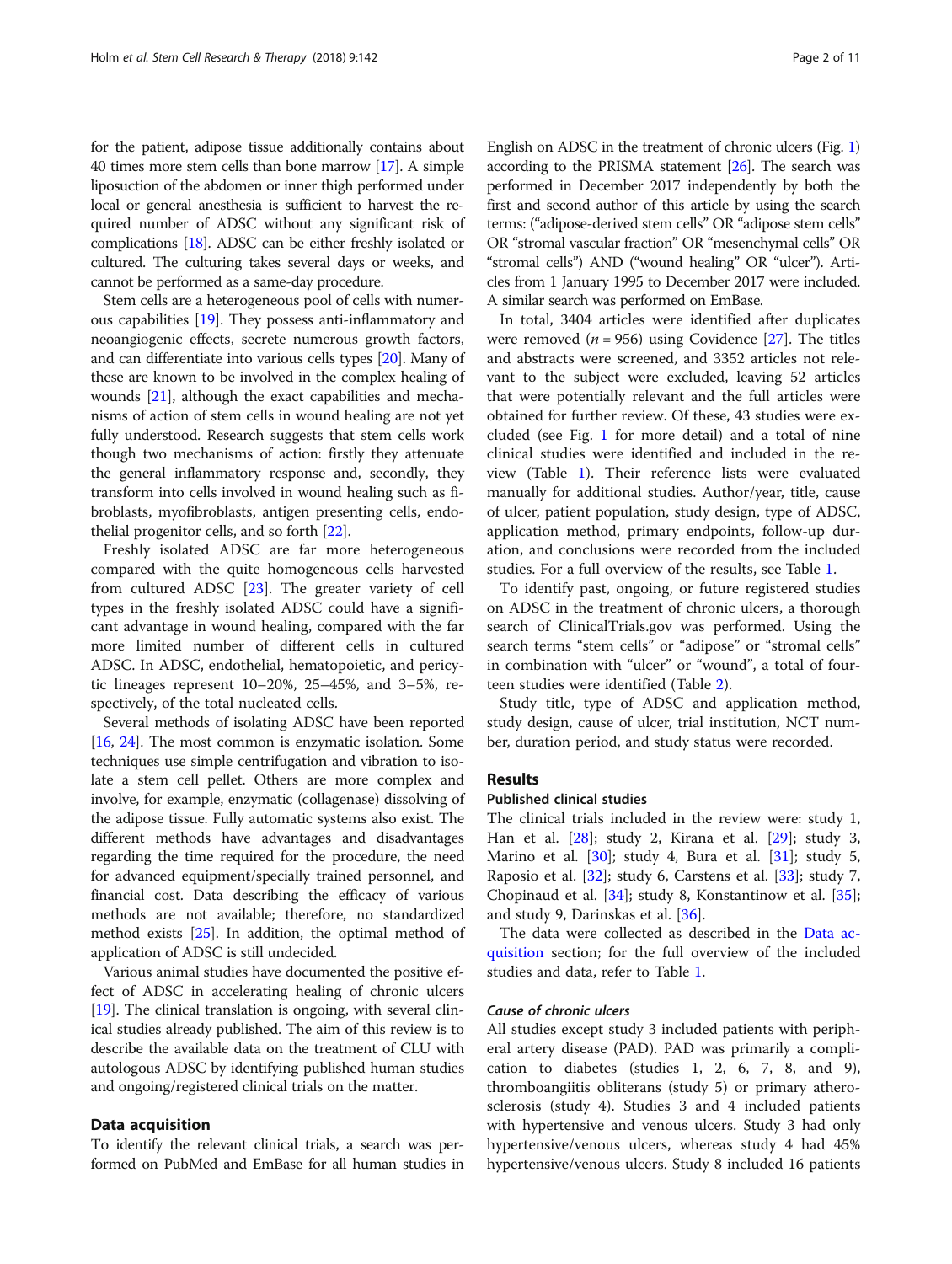for the patient, adipose tissue additionally contains about 40 times more stem cells than bone marrow [17]. A simple liposuction of the abdomen or inner thigh performed under local or general anesthesia is sufficient to harvest the required number of ADSC without any significant risk of complications [18]. ADSC can be either freshly isolated or cultured. The culturing takes several days or weeks, and cannot be performed as a same-day procedure.

Stem cells are a heterogeneous pool of cells with numerous capabilities [19]. They possess anti-inflammatory and neoangiogenic effects, secrete numerous growth factors, and can differentiate into various cells types [20]. Many of these are known to be involved in the complex healing of wounds [21], although the exact capabilities and mechanisms of action of stem cells in wound healing are not yet fully understood. Research suggests that stem cells work though two mechanisms of action: firstly they attenuate the general inflammatory response and, secondly, they transform into cells involved in wound healing such as fibroblasts, myofibroblasts, antigen presenting cells, endothelial progenitor cells, and so forth [22].

Freshly isolated ADSC are far more heterogeneous compared with the quite homogeneous cells harvested from cultured ADSC [23]. The greater variety of cell types in the freshly isolated ADSC could have a significant advantage in wound healing, compared with the far more limited number of different cells in cultured ADSC. In ADSC, endothelial, hematopoietic, and pericytic lineages represent 10–20%, 25–45%, and 3–5%, respectively, of the total nucleated cells.

Several methods of isolating ADSC have been reported [16, 24]. The most common is enzymatic isolation. Some techniques use simple centrifugation and vibration to isolate a stem cell pellet. Others are more complex and involve, for example, enzymatic (collagenase) dissolving of the adipose tissue. Fully automatic systems also exist. The different methods have advantages and disadvantages regarding the time required for the procedure, the need for advanced equipment/specially trained personnel, and financial cost. Data describing the efficacy of various methods are not available; therefore, no standardized method exists [25]. In addition, the optimal method of application of ADSC is still undecided.

Various animal studies have documented the positive effect of ADSC in accelerating healing of chronic ulcers [19]. The clinical translation is ongoing, with several clinical studies already published. The aim of this review is to describe the available data on the treatment of CLU with autologous ADSC by identifying published human studies and ongoing/registered clinical trials on the matter.

## Data acquisition

To identify the relevant clinical trials, a search was performed on PubMed and EmBase for all human studies in English on ADSC in the treatment of chronic ulcers (Fig. 1) according to the PRISMA statement [26]. The search was performed in December 2017 independently by both the first and second author of this article by using the search terms: ("adipose-derived stem cells" OR "adipose stem cells" OR "stromal vascular fraction" OR "mesenchymal cells" OR "stromal cells") AND ("wound healing" OR "ulcer"). Articles from 1 January 1995 to December 2017 were included. A similar search was performed on EmBase.

In total, 3404 articles were identified after duplicates were removed ($n = 956$) using Covidence [27]. The titles and abstracts were screened, and 3352 articles not relevant to the subject were excluded, leaving 52 articles that were potentially relevant and the full articles were obtained for further review. Of these, 43 studies were excluded (see Fig. 1 for more detail) and a total of nine clinical studies were identified and included in the review (Table 1). Their reference lists were evaluated manually for additional studies. Author/year, title, cause of ulcer, patient population, study design, type of ADSC, application method, primary endpoints, follow-up duration, and conclusions were recorded from the included studies. For a full overview of the results, see Table 1.

To identify past, ongoing, or future registered studies on ADSC in the treatment of chronic ulcers, a thorough search of ClinicalTrials.gov was performed. Using the search terms "stem cells" or "adipose" or "stromal cells" in combination with "ulcer" or "wound", a total of fourteen studies were identified (Table 2).

Study title, type of ADSC and application method, study design, cause of ulcer, trial institution, NCT number, duration period, and study status were recorded.

## Results

### Published clinical studies

The clinical trials included in the review were: study 1, Han et al. [28]; study 2, Kirana et al. [29]; study 3, Marino et al. [30]; study 4, Bura et al. [31]; study 5, Raposio et al. [32]; study 6, Carstens et al. [33]; study 7, Chopinaud et al. [34]; study 8, Konstantinow et al. [35]; and study 9, Darinskas et al. [36].

The data were collected as described in the Data acquisition section; for the full overview of the included studies and data, refer to Table 1.

#### *Cause of chronic ulcers*

All studies except study 3 included patients with peripheral artery disease (PAD). PAD was primarily a complication to diabetes (studies 1, 2, 6, 7, 8, and 9), thromboangiitis obliterans (study 5) or primary atherosclerosis (study 4). Studies 3 and 4 included patients with hypertensive and venous ulcers. Study 3 had only hypertensive/venous ulcers, whereas study 4 had 45% hypertensive/venous ulcers. Study 8 included 16 patients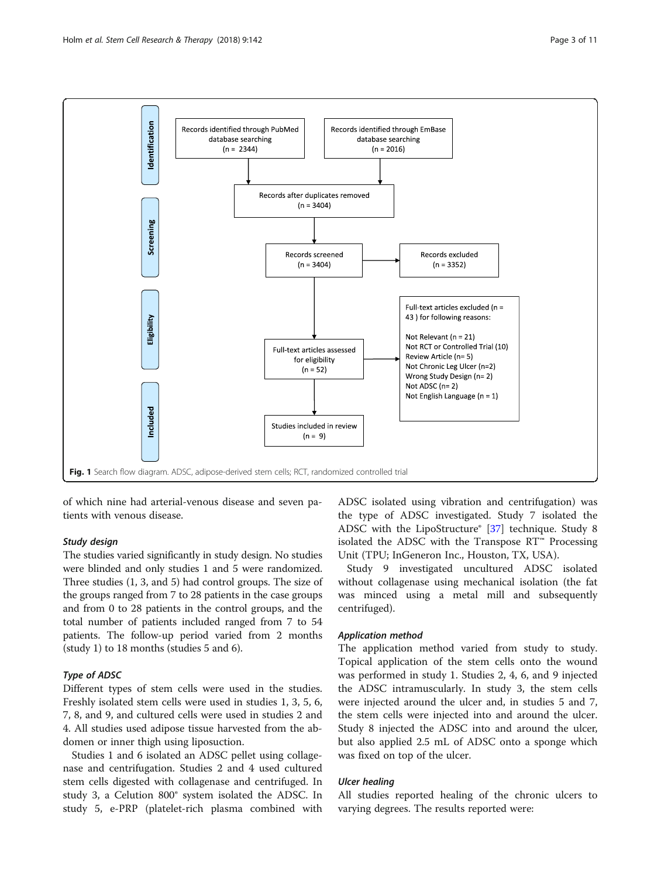Identification

Records identified through PubMed database searching (n = 2344)

Records identified through EmBase database searching (n = 2016)

Records after duplicates removed (n = 3404)

Screening

Records screened (n = 3404)

Records excluded (n = 3352)

Eligibility

Full-text articles assessed for eligibility (n = 52)

Full-text articles excluded (n = 43 ) for following reasons:

Not Relevant (n = 21)
Not RCT or Controlled Trial (10)
Review Article (n= 5)
Not Chronic Leg Ulcer (n=2)
Wrong Study Design (n= 2)
Not ADSC (n= 2)
Not English Language (n = 1)

Included

Studies included in review (n = 9)

**Fig. 1** Search flow diagram. ADSC, adipose-derived stem cells; RCT, randomized controlled trial

of which nine had arterial-venous disease and seven patients with venous disease.

#### *Study design*

The studies varied significantly in study design. No studies were blinded and only studies 1 and 5 were randomized. Three studies (1, 3, and 5) had control groups. The size of the groups ranged from 7 to 28 patients in the case groups and from 0 to 28 patients in the control groups, and the total number of patients included ranged from 7 to 54 patients. The follow-up period varied from 2 months (study 1) to 18 months (studies 5 and 6).

#### *Type of ADSC*

Different types of stem cells were used in the studies. Freshly isolated stem cells were used in studies 1, 3, 5, 6, 7, 8, and 9, and cultured cells were used in studies 2 and 4. All studies used adipose tissue harvested from the abdomen or inner thigh using liposuction.

Studies 1 and 6 isolated an ADSC pellet using collagenase and centrifugation. Studies 2 and 4 used cultured stem cells digested with collagenase and centrifuged. In study 3, a Celution 800® system isolated the ADSC. In study 5, e-PRP (platelet-rich plasma combined with ADSC isolated using vibration and centrifugation) was the type of ADSC investigated. Study 7 isolated the ADSC with the LipoStructure® [37] technique. Study 8 isolated the ADSC with the Transpose RT™ Processing Unit (TPU; InGeneron Inc., Houston, TX, USA).

Study 9 investigated uncultured ADSC isolated without collagenase using mechanical isolation (the fat was minced using a metal mill and subsequently centrifuged).

#### *Application method*

The application method varied from study to study. Topical application of the stem cells onto the wound was performed in study 1. Studies 2, 4, 6, and 9 injected the ADSC intramuscularly. In study 3, the stem cells were injected around the ulcer and, in studies 5 and 7, the stem cells were injected into and around the ulcer. Study 8 injected the ADSC into and around the ulcer, but also applied 2.5 mL of ADSC onto a sponge which was fixed on top of the ulcer.

#### *Ulcer healing*

All studies reported healing of the chronic ulcers to varying degrees. The results reported were: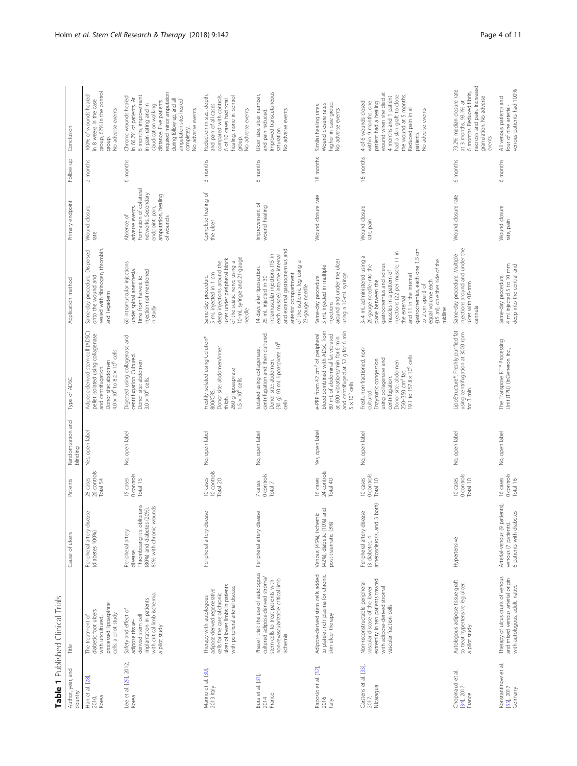**Table 1** Published Clinical Trials

| Author, year, and country | Title | Cause of ulcers | Patients | Randomization and blinding | Type of ADSC | Application method | Primary endpoint | Follow-up | Conclusion |
|---|---|---|---|---|---|---|---|---|---|
| Han et al. [28], 2010, Korea | The treatment of diabetic foot ulcers with uncultured, processed lipoaspirate cells: a pilot study | Peripheral artery disease (diabetes 100%) | 28 cases 26 controls Total 54 | Yes, open label | Adipose-derived stem cell (ADSC) pellet isolated using collagenase and centrifugation. Donor site: abdomen $4.0 \times 10^{6}$ to $8.0 \times 10^{6}$ cells | Same-day procedure. Dispersed onto the wound and sealed with fibrinogen, thrombin, and Tegaderm | Wound closure rate | 2 months | 100% of wounds healed in 8 weeks in the case group, 62% in the control group. No adverse events |
| Lee et al. [29], 2012, Korea | Safety and effect of adipose tissue-derived stem cell implantation in patients with critical limb ischemia: a pilot study | Peripheral artery disease. Thromboangiitis obliterans (80%) and diabetes (20%). 80% with chronic wounds | 15 cases 0 controls Total 15 | No, open label | Digested using collagenase and centrifugation. Cultured. Donor site: abdomen $3.0 \times 10^{8}$ cells. | 60 intramuscular injections under spinal anesthesia. Time from harvest to injection not mentioned in study | Absence of adverse events. Formation of collateral networks. Secondary endpoint: pain, amputation, healing of wounds | 6 months | Chronic wounds healed in 66.7% of patients. At 6 months, improvement in pain rating and in claudication walking distance. Five patients required minor amputation during follow-up, and all amputation sites healed completely. No adverse events |
| Marino et al. [30], 2013 Italy | Therapy with autologous adipose-derived regenerative cells for the care of chronic ulcer of lower limbs in patients with peripheral arterial disease | Peripheral artery disease | 10 cases 10 controls Total 20 | No, open label | Freshly isolated using Celution® 800/CRS. Donor site: abdomen/inner thigh. 260 g lipoaspirate $1.5 \times 10^{6}$ cells | Same-day procedure. 5 mL injected in 1 cm deep injections around the ulcer under peripheral block of the sciatic nerve using a 10-mL syringe and 21-gauge needle | Complete healing of the ulcer | 3 months | Reduction in size, depth, and pain of all cases compared with controls. 6 of 10 cases had total healing, none in control group. No adverse events |
| Bura et al. [31], 2014 France | Phase I trial: the use of autologous cultured adipose-derived stroma/stem cells to treat patients with non-revascularizable critical limb ischemia | Peripheral artery disease | 7 cases 0 controls Total 7 | No, open label | Isolated using collagenase, centrifugation and then cultured. Donor site: abdomen. (30 g) 60 mL lipoaspirate $10^{8}$ cells | 14 days after liposuction. 26 mL injected in 30 intramuscular injections (15 in each muscle) into the internal and external gastrocnemius and anterior compartment of the ischemic leg using a 23-gauge needle | Improvement of wound healing | 6 months | Ulcer size, ulcer number, and pain reduced. Improved transcutaneous saturation. No adverse events |
| Raposio et al. [32], 2016 Italy | Adipose-derived stem cells added to platelet-rich plasma for chronic skin ulcer therapy | Venous (45%), ischemic (42%), diabetic (10%) and post-traumatic (3%) | 16 cases 24 controls Total 40 | Yes, open label | e-PRP from 42 $cm^{3}$ of peripheral blood combined with ADSC from 80 mL of abdominal fat vibrated at 600 vibrations/min for 6 min and centrifuged at 52 g for 6 min. $5 \times 10^{5}$ cells | Same-day procedure. 5 mL injected in multiple injections around and under the ulcer using a 10-mL syringe | Wound closure rate | 18 months | Similar healing rates. Wound closure rates higher in case group. No adverse events |
| Carstens et al. [33], 2017, Nicaragua | Non-reconstructable peripheral vascular disease of the lower extremity in ten patients treated with adipose-derived stromal vascular fraction cells | Peripheral artery disease (3 diabetes, 4 atherosclerosis, and 3 both) | 10 cases 0 controls Total 10 | No, open label | Fresh, non-fractioned, non-cultured. Enzymatic congestion using collagenase and centrifugation. Donor site: abdomen 250–350 $cm^{3}$ fat. 19.1 to $157.8 \times 10^{6}$ cells | 3–4 mL administered using a 26-gauge needle into the plane between the gastrocnemius and soleus muscles in a pattern of injections (22 per muscle, 11 in the external and 11 in the internal gastrocnemius, each one 1.5 cm to 2 cm apart) of equal volume each (0.5 ml), on either side of the midline | Wound closure rate, pain | 18 months | 4 of 6 wounds closed within 9 months, one patient had a healing wound when she died at 4 months and 1 patient had a skin graft to close the wound at 5 months. Reduced pain in all patients. No adverse events |
| Chopinaud et al. [34], 2017 France | Autologous adipose tissue graft to treat hypertensive leg ulcer: a pilot study | Hypertensive | 10 cases 0 controls Total 10 | No, open label | LipoStructure®. Freshly purified fat using centrifugation at 3000 rpm for 3 min. | Same-day procedure. Multiple injections around and under the ulcer with 0.8-mm cannula | Wound closure rate | 6 months | 73.2% median closure rate at 3 months, 93.1% at 6 months. Reduced fibrin, necrosis and pain. Increased granulation. No adverse events |
| Konstantinow et al. [35], 2017 Germany | Therapy of ulcus cruris of venous and mixed venous arterial origin with autologous, adult, native | Arterial-venous (9 patients), venous (7 patients). 6 patients with diabetes | 16 cases 0 controls Total 16 | No, open label | The Transpose RT™ Processing Unit (TPU) (InGeneron Inc., | Same-day procedure. 4 ml injected 5 to 10 mm deep into the central and | Wound closure rate, pain | 6 months | All venous patients and four of nine arterial-venous patients had 100% |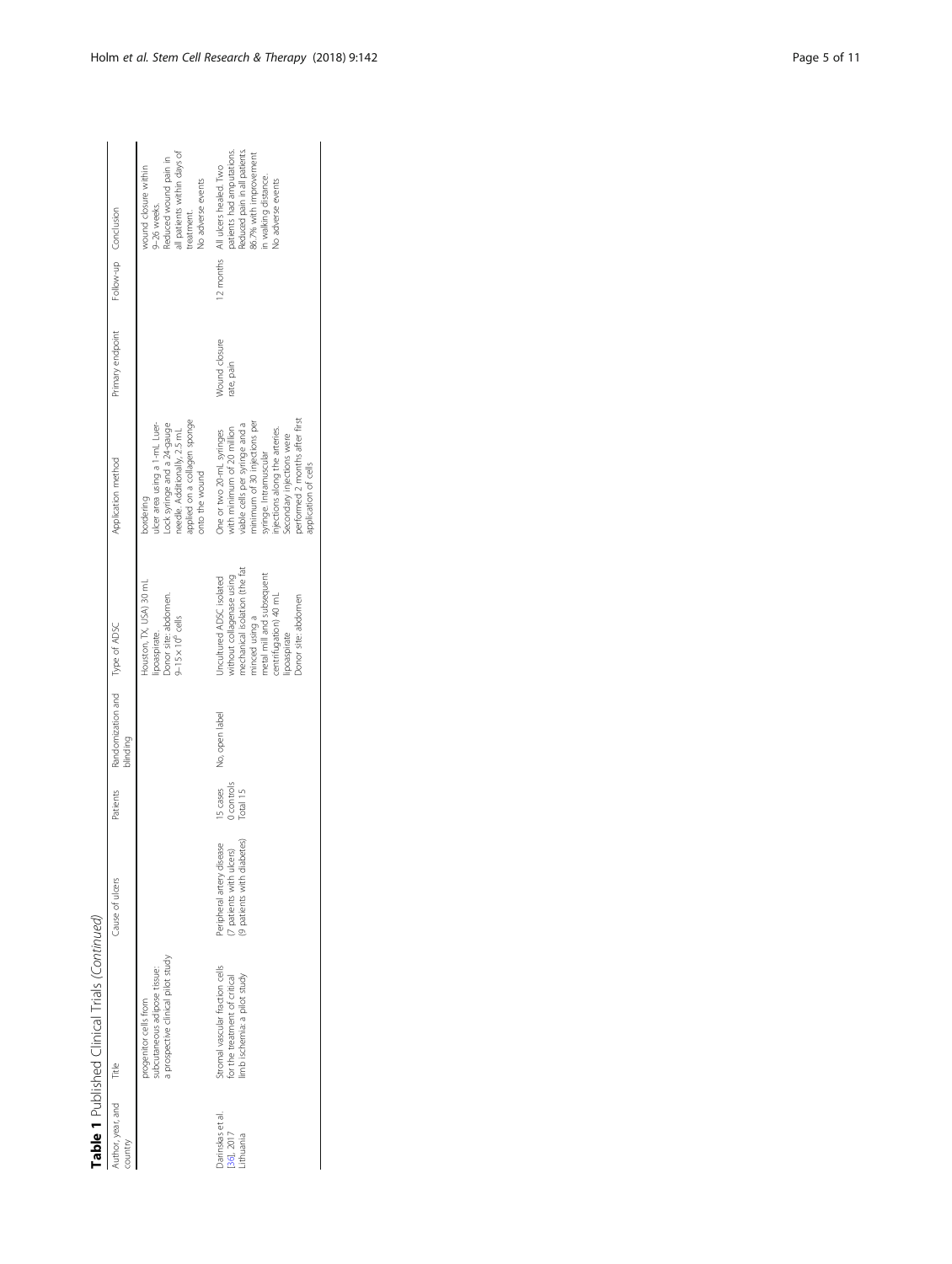**Table 1** Published Clinical Trials *(Continued)*

| Author, year, and country | Title | Cause of ulcers | Patients | Randomization and blinding | Type of ADSC | Application method | Primary endpoint | Follow-up | Conclusion |
|---|---|---|---|---|---|---|---|---|---|
| | progenitor cells from subcutaneous adipose tissue: a prospective clinical pilot study | | | | Houston, TX, USA) 30 mL lipoaspirate. Donor site: abdomen. 9–15 × 10⁶ cells | bordering ulcer area using a 1-mL Luer-Lock syringe and a 24-gauge needle. Additionally, 2.5 mL applied on a collagen sponge onto the wound | | | wound closure within 9–26 weeks. Reduced wound pain in all patients within days of treatment. No adverse events |
| Dariniskas et al. [36], 2017 Lithuania | Stromal vascular fraction cells for the treatment of critical limb ischemia: a pilot study | Peripheral artery disease (7 patients with ulcers) (9 patients with diabetes) | 15 cases 0 controls Total 15 | No, open label | Uncultured ADSC isolated without collagenase using mechanical isolation (the fat minced using a metal mill and subsequent centrifugation) 40 mL lipoaspirate Donor site: abdomen | One or two 20-mL syringes with minimum of 20 million viable cells per syringe and a minimum of 30 injections per syringe. Intramuscular injections along the arteries. Secondary injections were performed 2 months after first application of cells | Wound closure rate, pain | 12 months | All ulcers healed. Two patients had amputations. Reduced pain in all patients. 86.7% with improvement in walking distance. No adverse events |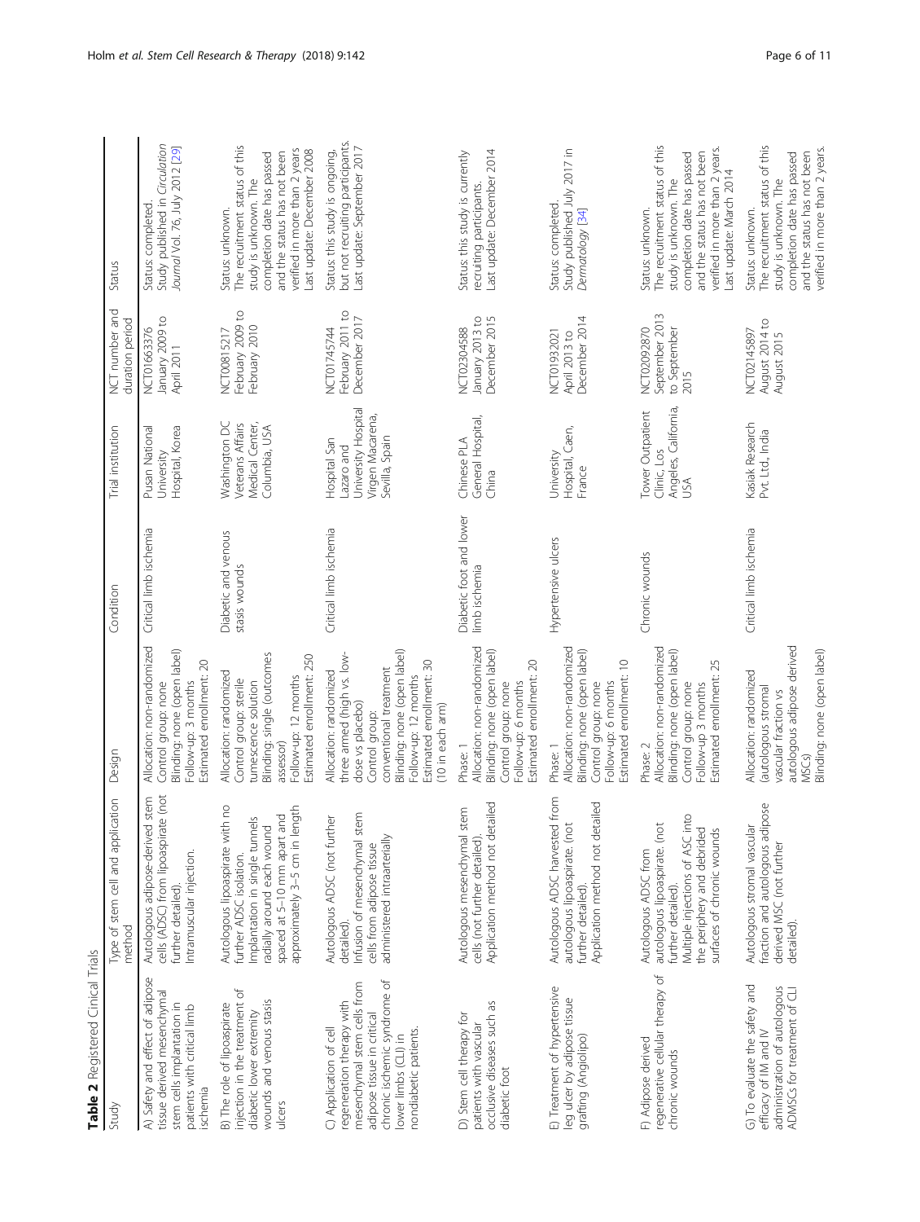**Table 2** Registered Clinical Trials

| Study | Type of stem cell and application method | Design | Condition | Trial institution | NCT number and duration period | Status |
|---|---|---|---|---|---|---|
| A) Safety and effect of adipose tissue derived mesenchymal stem cells implantation in patients with critical limb ischemia | Autologous adipose-derived stem cells (ADSC) from lipoaspirate (not further detailed). Intramuscular injection. | Allocation: non-randomized Control group: none Blinding: none (open label) Follow-up: 3 months Estimated enrollment: 20 | Critical limb ischemia | Pusan National University Hospital, Korea | NCT01663376 January 2009 to April 2011 | Status: completed. Study published in *Circulation Journal* Vol. 76, July 2012 [29] |
| B) The role of lipoaspirate injection in the treatment of diabetic lower extremity wounds and venous stasis ulcers | Autologous lipoaspirate with no further ADSC isolation. Implantation in single tunnels radially around each wound spaced at 5–10 mm apart and approximately 3–5 cm in length | Allocation: randomized Control group: sterile tumescence solution Blinding: single (outcomes assessor) Follow-up: 12 months Estimated enrollment: 250 | Diabetic and venous stasis wounds | Washington DC Veterans Affairs Medical Center, Columbia, USA | NCT00815217 February 2009 to February 2010 | Status: unknown. The recruitment status of this study is unknown. The completion date has passed and the status has not been verified in more than 2 years Last update: December 2008 |
| C) Application of cell regeneration therapy with mesenchymal stem cells from adipose tissue in critical chronic ischemic syndrome of lower limbs (CLI) in nondiabetic patients. | Autologous ADSC (not further detailed). Infusion of mesenchymal stem cells from adipose tissue administered intraarterially | Allocation: randomized three armed (high vs. low-dose vs placebo) Control group: conventional treatment Blinding: none (open label) Follow-up: 12 months Estimated enrollment: 30 (10 in each arm) | Critical limb ischemia | Hospital San Lazaro and University Hospital Virgen Macarena, Sevilla, Spain | NCT01745744 February 2011 to December 2017 | Status: this study is ongoing, but not recruiting participants. Last update: September 2017 |
| D) Stem cell therapy for patients with vascular occlusive diseases such as diabetic foot | Autologous mesenchymal stem cells (not further detailed). Application method not detailed | Phase: 1 Allocation: non-randomized Blinding: none (open label) Control group: none Follow-up: 6 months Estimated enrollment: 20 | Diabetic foot and lower limb ischemia | Chinese PLA General Hospital, China | NCT02304588 January 2013 to December 2015 | Status: this study is currently recruiting participants. Last update: December 2014 |
| E) Treatment of hypertensive leg ulcer by adipose tissue grafting (Angiolipo) | Autologous ADSC harvested from autologous lipoaspirate. (not further detailed). Application method not detailed | Phase: 1 Allocation: non-randomized Blinding: none (open label) Control group: none Follow-up: 6 months Estimated enrollment: 10 | Hypertensive ulcers | University Hospital, Caen, France | NCT01932021 April 2013 to December 2014 | Status: completed. Study published July 2017 in *Dermatology* [34] |
| F) Adipose derived regenerative cellular therapy of chronic wounds | Autologous ADSC from autologous lipoaspirate. (not further detailed). Multiple injections of ASC into the periphery and debrided surfaces of chronic wounds | Phase: 2 Allocation: non-randomized Blinding: none (open label) Control group: none Follow-up 3 months Estimated enrollment: 25 | Chronic wounds | Tower Outpatient Clinic, Los Angeles, California, USA | NCT02092870 September 2013 to September 2015 | Status: unknown. The recruitment status of this study is unknown. The completion date has passed and the status has not been verified in more than 2 years. Last update: March 2014 |
| G) To evaluate the safety and efficacy of IM and IV administration of autologous ADMSCs for treatment of CLI | Autologous stromal vascular fraction and autologous adipose derived MSC (not further detailed). | Allocation: randomized (autologous stromal vascular fraction vs autologous adipose derived MSCs) Blinding: none (open label) | Critical limb ischemia | Kasiak Research Pvt. Ltd, India | NCT02145897 August 2014 to August 2015 | Status: unknown. The recruitment status of this study is unknown. The completion date has passed and the status has not been verified in more than 2 years. |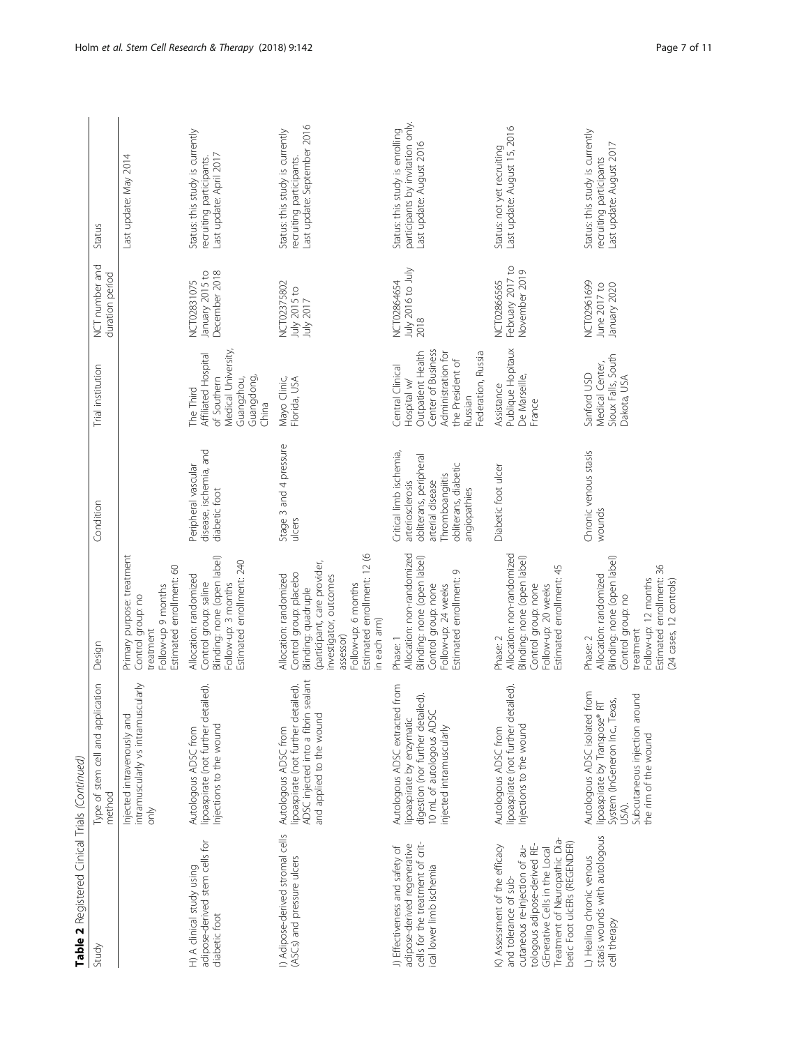**Table 2** Registered Cinical Trials *(Continued)*

| Study | Type of stem cell and application method | Design | Condition | Trial institution | NCT number and duration period | Status |
|---|---|---|---|---|---|---|
| | Injected intravenously and intramuscularly vs intramuscularly only | Primary purpose: treatment<br>Control group: no treatment<br>Follow-up 9 months<br>Estimated enrollment: 60 | | | | Last update: May 2014 |
| H) A clinical study using adipose-derived stem cells for diabetic foot | Autologous ADSC from lipoaspirate (not further detailed). Injections to the wound | Allocation: randomized<br>Control group: saline<br>Blinding: none (open label)<br>Follow-up: 3 months<br>Estimated enrollment: 240 | Peripheral vascular disease, ischemia, and diabetic foot | The Third Affiliated Hospital of Southern Medical University, Guangzhou, Guangdong, China | NCT02831075<br>January 2015 to December 2018 | Status: this study is currently recruiting participants.<br>Last update: April 2017 |
| I) Adipose-derived stromal cells (ASCs) and pressure ulcers | Autologous ADSC from lipoaspirate (not further detailed). ADSC injected into a fibrin sealant and applied to the wound | Allocation: randomized<br>Control group: placebo<br>Blinding: quadruple (participant, care provider, investigator, outcomes assessor)<br>Follow-up: 6 months<br>Estimated enrollment: 12 (6 in each arm) | Stage 3 and 4 pressure ulcers | Mayo Clinic, Florida, USA | NCT02375802<br>July 2015 to July 2017 | Status: this study is currently recruiting participants.<br>Last update: September 2016 |
| J) Effectiveness and safety of adipose-derived regenerative cells for the treatment of critical lower limb ischemia | Autologous ADSC extracted from lipoaspirate by enzymatic digestion (nor further detailed). 10 mL of autologous ADSC injected intramuscularly | Phase: 1<br>Allocation: non-randomized<br>Blinding: none (open label)<br>Control group: none<br>Follow-up: 24 weeks<br>Estimated enrollment: 9 | Critical limb ischemia, arteriosclerosis obliterans, peripheral arterial disease Thromboangiitis obliterans, diabetic angiopathies | Central Clinical Hospital w/ Outpatient Health Center of Business Administration for the President of Russian Federation, Russia | NCT02864654<br>July 2016 to July 2018 | Status: this study is enrolling participants by invitation only.<br>Last update: August 2016 |
| K) Assessment of the efficacy and tolerance of sub-cutaneous re-injection of autologous adipose-derived REGEnerative Cells in the Local Treatment of Neuropathic Diabetic Foot ulcERs (REGENDER) | Autologous ADSC from lipoaspirate (not further detailed). Injections to the wound | Phase: 2<br>Allocation: non-randomized<br>Blinding: none (open label)<br>Control group: none<br>Follow-up: 20 weeks<br>Estimated enrollment: 45 | Diabetic foot ulcer | Assistance Publique Hopitaux De Marseille, France | NCT02866565<br>February 2017 to November 2019 | Status: not yet recruiting<br>Last update: August 15, 2016 |
| L) Healing chronic venous stasis wounds with autologous cell therapy | Autologous ADSC isolated from lipoaspirate by Transpose® RT System (InGeneron Inc., Texas, USA).<br>Subcutaneous injection around the rim of the wound | Phase: 2<br>Allocation: randomized<br>Blinding: none (open label)<br>Control group: no treatment<br>Follow-up: 12 months<br>Estimated enrollment: 36 (24 cases, 12 controls) | Chronic venous stasis wounds | Sanford USD Medical Center, Sioux Falls, South Dakota, USA | NCT02961699<br>June 2017 to January 2020 | Status: this study is currently recruiting participants<br>Last update: August 2017 |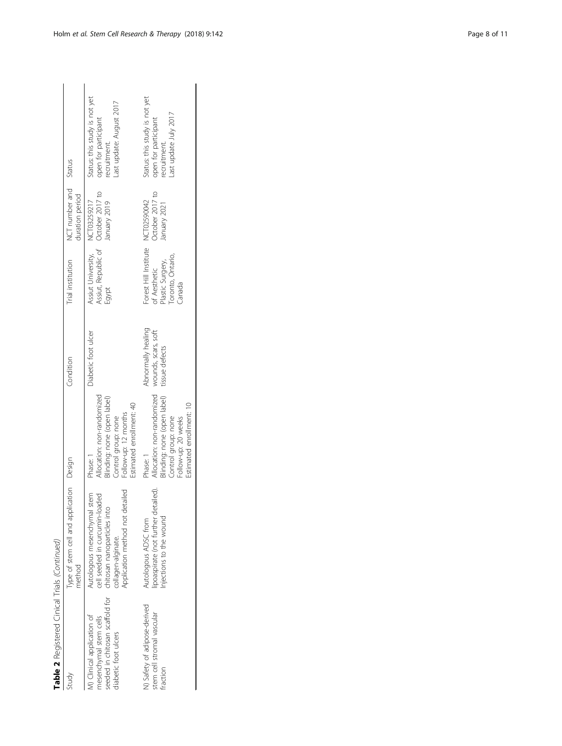**Table 2** Registered Clinical Trials *(Continued)*

| Study | Type of stem cell and application method | Design | Condition | Trial institution | NCT number and duration period | Status |
|---|---|---|---|---|---|---|
| M) Clinical application of mesenchymal stem cells seeded in chitosan scaffold for diabetic foot ulcers | Autologous mesenchymal stem cell seeded in curcumin-loaded chitosan nanoparticles into collagen-alginate. Application method not detailed | Phase: 1<br>Allocation: non-randomized<br>Blinding: none (open label)<br>Control group: none<br>Follow-up: 12 months<br>Estimated enrollment: 40 | Diabetic foot ulcer | Assiut University, Assiut, Republic of Egypt | NCT03259217<br>October 2017 to January 2019 | Status: this study is not yet open for participant recruitment.<br>Last update: August 2017 |
| N) Safety of adipose-derived stem cell stromal vascular fraction | Autologous ADSC from lipoaspirate (not further detailed). Injections to the wound | Phase: 1<br>Allocation: non-randomized<br>Blinding: none (open label)<br>Control group: none<br>Follow-up: 20 weeks<br>Estimated enrollment: 10 | Abnormally healing wounds, scars, soft tissue defects | Forest Hill Institute of Aesthetic Plastic Surgery, Toronto, Ontario, Canada | NCT02590042<br>October 2017 to January 2021 | Status: this study is not yet open for participant recruitment.<br>Last update July 2017 |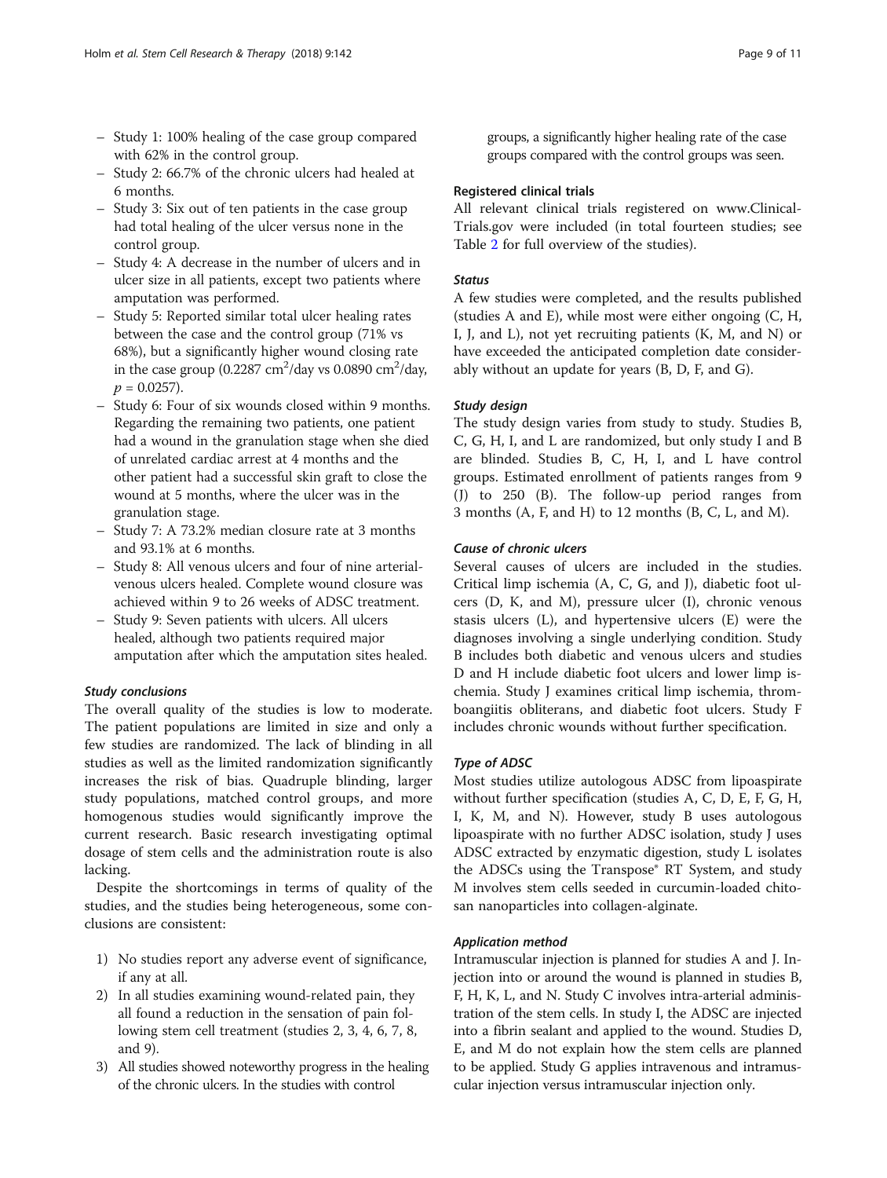- Study 1: 100% healing of the case group compared with 62% in the control group.
- Study 2: 66.7% of the chronic ulcers had healed at 6 months.
- Study 3: Six out of ten patients in the case group had total healing of the ulcer versus none in the control group.
- Study 4: A decrease in the number of ulcers and in ulcer size in all patients, except two patients where amputation was performed.
- Study 5: Reported similar total ulcer healing rates between the case and the control group (71% vs 68%), but a significantly higher wound closing rate in the case group (0.2287 $cm^2$/day vs 0.0890 $cm^2$/day, $p = 0.0257$).
- Study 6: Four of six wounds closed within 9 months. Regarding the remaining two patients, one patient had a wound in the granulation stage when she died of unrelated cardiac arrest at 4 months and the other patient had a successful skin graft to close the wound at 5 months, where the ulcer was in the granulation stage.
- Study 7: A 73.2% median closure rate at 3 months and 93.1% at 6 months.
- Study 8: All venous ulcers and four of nine arterial-venous ulcers healed. Complete wound closure was achieved within 9 to 26 weeks of ADSC treatment.
- Study 9: Seven patients with ulcers. All ulcers healed, although two patients required major amputation after which the amputation sites healed.

#### *Study conclusions*

The overall quality of the studies is low to moderate. The patient populations are limited in size and only a few studies are randomized. The lack of blinding in all studies as well as the limited randomization significantly increases the risk of bias. Quadruple blinding, larger study populations, matched control groups, and more homogenous studies would significantly improve the current research. Basic research investigating optimal dosage of stem cells and the administration route is also lacking.

Despite the shortcomings in terms of quality of the studies, and the studies being heterogeneous, some conclusions are consistent:

1) No studies report any adverse event of significance, if any at all.
2) In all studies examining wound-related pain, they all found a reduction in the sensation of pain following stem cell treatment (studies 2, 3, 4, 6, 7, 8, and 9).
3) All studies showed noteworthy progress in the healing of the chronic ulcers. In the studies with control groups, a significantly higher healing rate of the case groups compared with the control groups was seen.

### Registered clinical trials

All relevant clinical trials registered on www.ClinicalTrials.gov were included (in total fourteen studies; see Table 2 for full overview of the studies).

#### *Status*

A few studies were completed, and the results published (studies A and E), while most were either ongoing (C, H, I, J, and L), not yet recruiting patients (K, M, and N) or have exceeded the anticipated completion date considerably without an update for years (B, D, F, and G).

#### *Study design*

The study design varies from study to study. Studies B, C, G, H, I, and L are randomized, but only study I and B are blinded. Studies B, C, H, I, and L have control groups. Estimated enrollment of patients ranges from 9 (J) to 250 (B). The follow-up period ranges from 3 months (A, F, and H) to 12 months (B, C, L, and M).

#### *Cause of chronic ulcers*

Several causes of ulcers are included in the studies. Critical limp ischemia (A, C, G, and J), diabetic foot ulcers (D, K, and M), pressure ulcer (I), chronic venous stasis ulcers (L), and hypertensive ulcers (E) were the diagnoses involving a single underlying condition. Study B includes both diabetic and venous ulcers and studies D and H include diabetic foot ulcers and lower limp ischemia. Study J examines critical limp ischemia, thromboangiitis obliterans, and diabetic foot ulcers. Study F includes chronic wounds without further specification.

#### *Type of ADSC*

Most studies utilize autologous ADSC from lipoaspirate without further specification (studies A, C, D, E, F, G, H, I, K, M, and N). However, study B uses autologous lipoaspirate with no further ADSC isolation, study J uses ADSC extracted by enzymatic digestion, study L isolates the ADSCs using the Transpose® RT System, and study M involves stem cells seeded in curcumin-loaded chitosan nanoparticles into collagen-alginate.

#### *Application method*

Intramuscular injection is planned for studies A and J. Injection into or around the wound is planned in studies B, F, H, K, L, and N. Study C involves intra-arterial administration of the stem cells. In study I, the ADSC are injected into a fibrin sealant and applied to the wound. Studies D, E, and M do not explain how the stem cells are planned to be applied. Study G applies intravenous and intramuscular injection versus intramuscular injection only.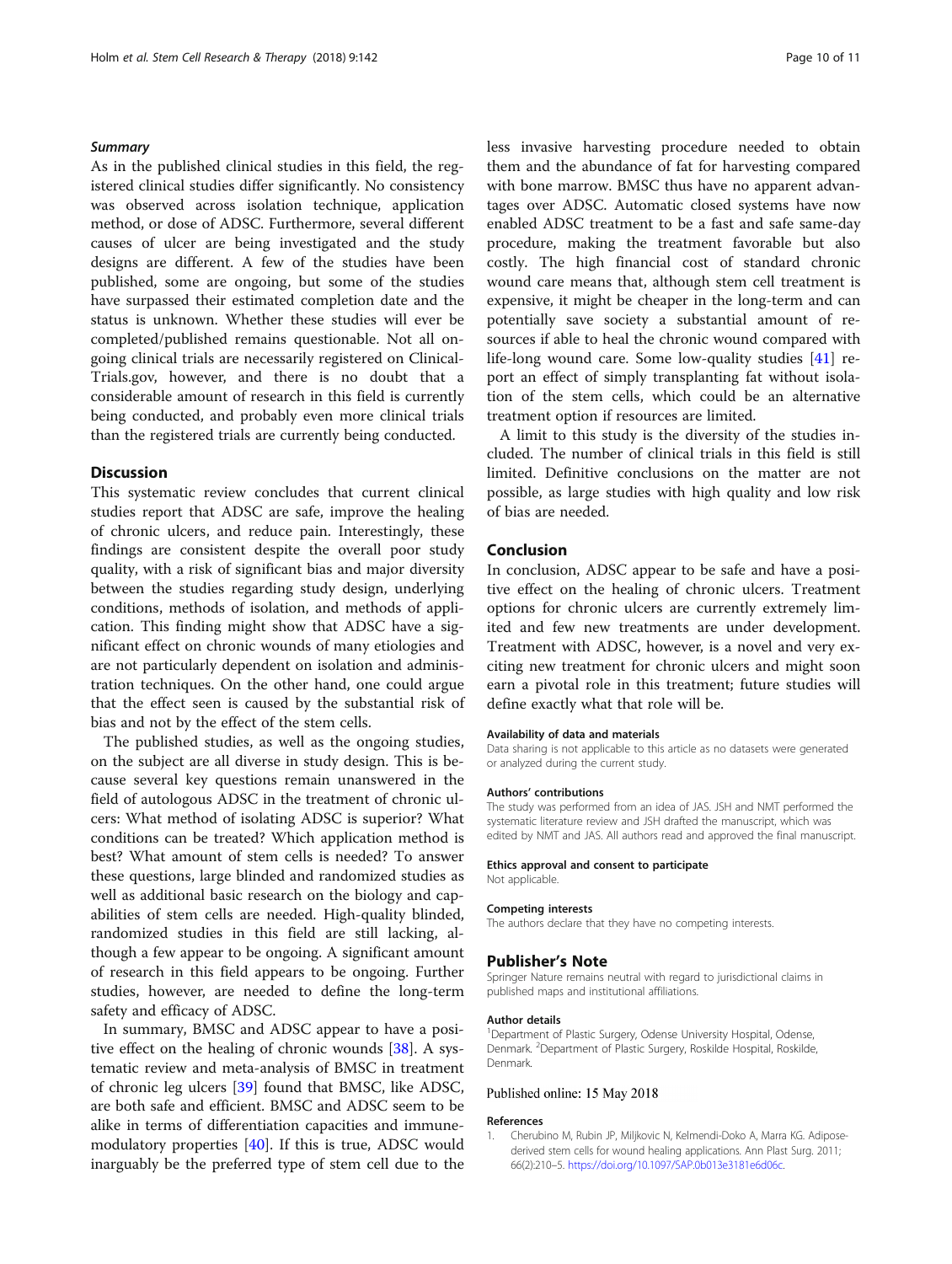### *Summary*

As in the published clinical studies in this field, the registered clinical studies differ significantly. No consistency was observed across isolation technique, application method, or dose of ADSC. Furthermore, several different causes of ulcer are being investigated and the study designs are different. A few of the studies have been published, some are ongoing, but some of the studies have surpassed their estimated completion date and the status is unknown. Whether these studies will ever be completed/published remains questionable. Not all ongoing clinical trials are necessarily registered on ClinicalTrials.gov, however, and there is no doubt that a considerable amount of research in this field is currently being conducted, and probably even more clinical trials than the registered trials are currently being conducted.

## Discussion

This systematic review concludes that current clinical studies report that ADSC are safe, improve the healing of chronic ulcers, and reduce pain. Interestingly, these findings are consistent despite the overall poor study quality, with a risk of significant bias and major diversity between the studies regarding study design, underlying conditions, methods of isolation, and methods of application. This finding might show that ADSC have a significant effect on chronic wounds of many etiologies and are not particularly dependent on isolation and administration techniques. On the other hand, one could argue that the effect seen is caused by the substantial risk of bias and not by the effect of the stem cells.

The published studies, as well as the ongoing studies, on the subject are all diverse in study design. This is because several key questions remain unanswered in the field of autologous ADSC in the treatment of chronic ulcers: What method of isolating ADSC is superior? What conditions can be treated? Which application method is best? What amount of stem cells is needed? To answer these questions, large blinded and randomized studies as well as additional basic research on the biology and capabilities of stem cells are needed. High-quality blinded, randomized studies in this field are still lacking, although a few appear to be ongoing. A significant amount of research in this field appears to be ongoing. Further studies, however, are needed to define the long-term safety and efficacy of ADSC.

In summary, BMSC and ADSC appear to have a positive effect on the healing of chronic wounds [38]. A systematic review and meta-analysis of BMSC in treatment of chronic leg ulcers [39] found that BMSC, like ADSC, are both safe and efficient. BMSC and ADSC seem to be alike in terms of differentiation capacities and immune-modulatory properties [40]. If this is true, ADSC would inarguably be the preferred type of stem cell due to the less invasive harvesting procedure needed to obtain them and the abundance of fat for harvesting compared with bone marrow. BMSC thus have no apparent advantages over ADSC. Automatic closed systems have now enabled ADSC treatment to be a fast and safe same-day procedure, making the treatment favorable but also costly. The high financial cost of standard chronic wound care means that, although stem cell treatment is expensive, it might be cheaper in the long-term and can potentially save society a substantial amount of resources if able to heal the chronic wound compared with life-long wound care. Some low-quality studies [41] report an effect of simply transplanting fat without isolation of the stem cells, which could be an alternative treatment option if resources are limited.

A limit to this study is the diversity of the studies included. The number of clinical trials in this field is still limited. Definitive conclusions on the matter are not possible, as large studies with high quality and low risk of bias are needed.

## Conclusion

In conclusion, ADSC appear to be safe and have a positive effect on the healing of chronic ulcers. Treatment options for chronic ulcers are currently extremely limited and few new treatments are under development. Treatment with ADSC, however, is a novel and very exciting new treatment for chronic ulcers and might soon earn a pivotal role in this treatment; future studies will define exactly what that role will be.

#### Availability of data and materials

Data sharing is not applicable to this article as no datasets were generated or analyzed during the current study.

#### Authors' contributions

The study was performed from an idea of JAS. JSH and NMT performed the systematic literature review and JSH drafted the manuscript, which was edited by NMT and JAS. All authors read and approved the final manuscript.

#### Ethics approval and consent to participate

Not applicable.

#### Competing interests

The authors declare that they have no competing interests.

### Publisher's Note

Springer Nature remains neutral with regard to jurisdictional claims in published maps and institutional affiliations.

#### Author details

[1]Department of Plastic Surgery, Odense University Hospital, Odense, Denmark. [2]Department of Plastic Surgery, Roskilde Hospital, Roskilde, Denmark.

Published online: 15 May 2018

#### References

1. Cherubino M, Rubin JP, Miljkovic N, Kelmendi-Doko A, Marra KG. Adipose-derived stem cells for wound healing applications. Ann Plast Surg. 2011; 66(2):210–5. https://doi.org/10.1097/SAP.0b013e3181e6d06c.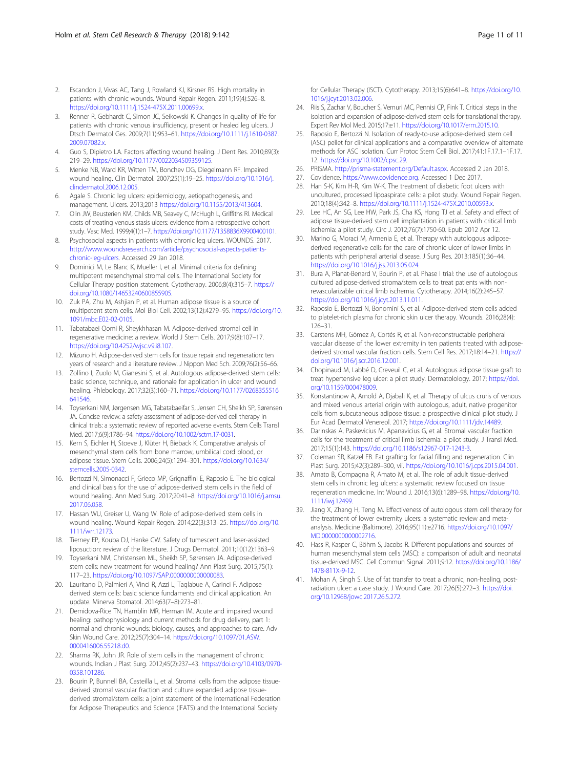2. Escandon J, Vivas AC, Tang J, Rowland KJ, Kirsner RS. High mortality in patients with chronic wounds. Wound Repair Regen. 2011;19(4):526–8. https://doi.org/10.1111/j.1524-475X.2011.00699.x.
3. Renner R, Gebhardt C, Simon JC, Seikowski K. Changes in quality of life for patients with chronic venous insufficiency, present or healed leg ulcers. J Dtsch Dermatol Ges. 2009;7(11):953–61. https://doi.org/10.1111/j.1610-0387.2009.07082.x.
4. Guo S, Dipietro LA. Factors affecting wound healing. J Dent Res. 2010;89(3): 219–29. https://doi.org/10.1177/0022034509359125.
5. Menke NB, Ward KR, Witten TM, Bonchev DG, Diegelmann RF. Impaired wound healing. Clin Dermatol. 2007;25(1):19–25. https://doi.org/10.1016/j.clindermatol.2006.12.005.
6. Agale S. Chronic leg ulcers: epidemiology, aetiopathogenesis, and management. Ulcers. 2013;2013 https://doi.org/10.1155/2013/413604.
7. Olin JW, Beusterien KM, Childs MB, Seavey C, McHugh L, Griffiths RI. Medical costs of treating venous stasis ulcers: evidence from a retrospective cohort study. Vasc Med. 1999;4(1):1–7. https://doi.org/10.1177/1358836X9900400101.
8. Psychosocial aspects in patients with chronic leg ulcers. WOUNDS. 2017. http://www.woundsresearch.com/article/psychosocial-aspects-patients-chronic-leg-ulcers. Accessed 29 Jan 2018.
9. Dominici M, Le Blanc K, Mueller I, et al. Minimal criteria for defining multipotent mesenchymal stromal cells. The International Society for Cellular Therapy position statement. Cytotherapy. 2006;8(4):315–7. https://doi.org/10.1080/14653240600855905.
10. Zuk PA, Zhu M, Ashjian P, et al. Human adipose tissue is a source of multipotent stem cells. Mol Biol Cell. 2002;13(12):4279–95. https://doi.org/10.1091/mbc.E02-02-0105.
11. Tabatabaei Qomi R, Sheykhhasan M. Adipose-derived stromal cell in regenerative medicine: a review. World J Stem Cells. 2017;9(8):107–17. https://doi.org/10.4252/wjsc.v9.i8.107.
12. Mizuno H. Adipose-derived stem cells for tissue repair and regeneration: ten years of research and a literature review. J Nippon Med Sch. 2009;76(2):56–66.
13. Zollino I, Zuolo M, Gianesini S, et al. Autologous adipose-derived stem cells: basic science, technique, and rationale for application in ulcer and wound healing. Phlebology. 2017;32(3):160–71. https://doi.org/10.1177/0268355516641546.
14. Toyserkani NM, Jørgensen MG, Tabatabaeifar S, Jensen CH, Sheikh SP, Sørensen JA. Concise review: a safety assessment of adipose-derived cell therapy in clinical trials: a systematic review of reported adverse events. Stem Cells Transl Med. 2017;6(9):1786–94. https://doi.org/10.1002/sctm.17-0031.
15. Kern S, Eichler H, Stoeve J, Klüter H, Bieback K. Comparative analysis of mesenchymal stem cells from bone marrow, umbilical cord blood, or adipose tissue. Stem Cells. 2006;24(5):1294–301. https://doi.org/10.1634/stemcells.2005-0342.
16. Bertozzi N, Simonacci F, Grieco MP, Grignaffini E, Raposio E. The biological and clinical basis for the use of adipose-derived stem cells in the field of wound healing. Ann Med Surg. 2017;20:41–8. https://doi.org/10.1016/j.amsu.2017.06.058.
17. Hassan WU, Greiser U, Wang W. Role of adipose-derived stem cells in wound healing. Wound Repair Regen. 2014;22(3):313–25. https://doi.org/10.1111/wrr.12173.
18. Tierney EP, Kouba DJ, Hanke CW. Safety of tumescent and laser-assisted liposuction: review of the literature. J Drugs Dermatol. 2011;10(12):1363–9.
19. Toyserkani NM, Christensen ML, Sheikh SP, Sørensen JA. Adipose-derived stem cells: new treatment for wound healing? Ann Plast Surg. 2015;75(1): 117–23. https://doi.org/10.1097/SAP.0000000000000083.
20. Lauritano D, Palmieri A, Vinci R, Azzi L, Taglabue A, Carinci F. Adipose derived stem cells: basic science fundaments and clinical application. An update. Minerva Stomatol. 2014;63(7–8):273–81.
21. Demidova-Rice TN, Hamblin MR, Herman IM. Acute and impaired wound healing: pathophysiology and current methods for drug delivery, part 1: normal and chronic wounds: biology, causes, and approaches to care. Adv Skin Wound Care. 2012;25(7):304–14. https://doi.org/10.1097/01.ASW.0000416006.55218.d0.
22. Sharma RK, John JR. Role of stem cells in the management of chronic wounds. Indian J Plast Surg. 2012;45(2):237–43. https://doi.org/10.4103/0970-0358.101286.
23. Bourin P, Bunnell BA, Casteilla L, et al. Stromal cells from the adipose tissue-derived stromal vascular fraction and culture expanded adipose tissue-derived stromal/stem cells: a joint statement of the International Federation for Adipose Therapeutics and Science (IFATS) and the International Society for Cellular Therapy (ISCT). Cytotherapy. 2013;15(6):641–8. https://doi.org/10.1016/j.jcyt.2013.02.006.
24. Riis S, Zachar V, Boucher S, Vemuri MC, Pennisi CP, Fink T. Critical steps in the isolation and expansion of adipose-derived stem cells for translational therapy. Expert Rev Mol Med. 2015;17:e11. https://doi.org/10.1017/erm.2015.10.
25. Raposio E, Bertozzi N. Isolation of ready-to-use adipose-derived stem cell (ASC) pellet for clinical applications and a comparative overview of alternate methods for ASC isolation. Curr Protoc Stem Cell Biol. 2017;41:1F.17.1–1F.17.12. https://doi.org/10.1002/cpsc.29.
26. PRISMA. http://prisma-statement.org/Default.aspx. Accessed 2 Jan 2018.
27. Covidence. https://www.covidence.org. Accessed 1 Dec 2017.
28. Han S-K, Kim H-R, Kim W-K. The treatment of diabetic foot ulcers with uncultured, processed lipoaspirate cells: a pilot study. Wound Repair Regen. 2010;18(4):342–8. https://doi.org/10.1111/j.1524-475X.2010.00593.x.
29. Lee HC, An SG, Lee HW, Park JS, Cha KS, Hong TJ et al. Safety and effect of adipose tissue-derived stem cell implantation in patients with critical limb ischemia: a pilot study. Circ J. 2012;76(7):1750-60. Epub 2012 Apr 12.
30. Marino G, Moraci M, Armenia E, et al. Therapy with autologous adipose-derived regenerative cells for the care of chronic ulcer of lower limbs in patients with peripheral arterial disease. J Surg Res. 2013;185(1):36–44. https://doi.org/10.1016/j.jss.2013.05.024.
31. Bura A, Planat-Benard V, Bourin P, et al. Phase I trial: the use of autologous cultured adipose-derived stroma/stem cells to treat patients with non-revascularizable critical limb ischemia. Cytotherapy. 2014;16(2):245–57. https://doi.org/10.1016/j.jcyt.2013.11.011.
32. Raposio E, Bertozzi N, Bonomini S, et al. Adipose-derived stem cells added to platelet-rich plasma for chronic skin ulcer therapy. Wounds. 2016;28(4): 126–31.
33. Carstens MH, Gómez A, Cortés R, et al. Non-reconstructable peripheral vascular disease of the lower extremity in ten patients treated with adipose-derived stromal vascular fraction cells. Stem Cell Res. 2017;18:14–21. https://doi.org/10.1016/j.scr.2016.12.001.
34. Chopinaud M, Labbé D, Creveuil C, et al. Autologous adipose tissue graft to treat hypertensive leg ulcer: a pilot study. Dermatolology. 2017; https://doi.org/10.1159/000478009.
35. Konstantinow A, Arnold A, Djabali K, et al. Therapy of ulcus cruris of venous and mixed venous arterial origin with autologous, adult, native progenitor cells from subcutaneous adipose tissue: a prospective clinical pilot study. J Eur Acad Dermatol Venereol. 2017; https://doi.org/10.1111/jdv.14489.
36. Darinskas A, Paskevicius M, Apanavicius G, et al. Stromal vascular fraction cells for the treatment of critical limb ischemia: a pilot study. J Transl Med. 2017;15(1):143. https://doi.org/10.1186/s12967-017-1243-3.
37. Coleman SR, Katzel EB. Fat grafting for facial filling and regeneration. Clin Plast Surg. 2015;42(3):289–300, vii. https://doi.org/10.1016/j.cps.2015.04.001.
38. Amato B, Compagna R, Amato M, et al. The role of adult tissue-derived stem cells in chronic leg ulcers: a systematic review focused on tissue regeneration medicine. Int Wound J. 2016;13(6):1289–98. https://doi.org/10.1111/iwj.12499.
39. Jiang X, Zhang H, Teng M. Effectiveness of autologous stem cell therapy for the treatment of lower extremity ulcers: a systematic review and meta-analysis. Medicine (Baltimore). 2016;95(11):e2716. https://doi.org/10.1097/MD.0000000000002716.
40. Hass R, Kasper C, Böhm S, Jacobs R. Different populations and sources of human mesenchymal stem cells (MSC): a comparison of adult and neonatal tissue-derived MSC. Cell Commun Signal. 2011;9:12. https://doi.org/10.1186/1478-811X-9-12.
41. Mohan A, Singh S. Use of fat transfer to treat a chronic, non-healing, post-radiation ulcer: a case study. J Wound Care. 2017;26(5):272–3. https://doi.org/10.12968/jowc.2017.26.5.272.